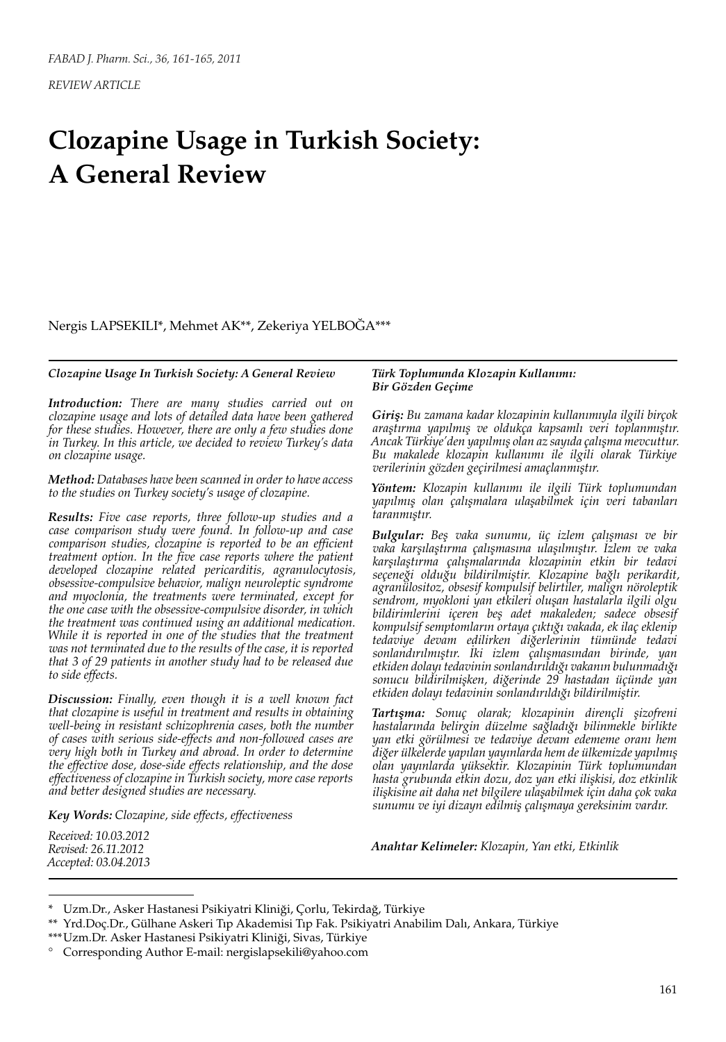REVIEW ARTICLE

# Clozapine Usage in Turkish Society: A General Review

Nergis LAPSEKILI*, Mehmet AK**, Zekeriya YELBOĞA***

***Clozapine Usage In Turkish Society: A General Review***

***Introduction:*** *There are many studies carried out on clozapine usage and lots of detailed data have been gathered for these studies. However, there are only a few studies done in Turkey. In this article, we decided to review Turkey's data on clozapine usage.*

***Method:*** *Databases have been scanned in order to have access to the studies on Turkey society's usage of clozapine.*

***Results:*** *Five case reports, three follow-up studies and a case comparison study were found. In follow-up and case comparison studies, clozapine is reported to be an efficient treatment option. In the five case reports where the patient developed clozapine related pericarditis, agranulocytosis, obsessive-compulsive behavior, malign neuroleptic syndrome and myoclonia, the treatments were terminated, except for the one case with the obsessive-compulsive disorder, in which the treatment was continued using an additional medication. While it is reported in one of the studies that the treatment was not terminated due to the results of the case, it is reported that 3 of 29 patients in another study had to be released due to side effects.*

***Discussion:*** *Finally, even though it is a well known fact that clozapine is useful in treatment and results in obtaining well-being in resistant schizophrenia cases, both the number of cases with serious side-effects and non-followed cases are very high both in Turkey and abroad. In order to determine the effective dose, dose-side effects relationship, and the dose effectiveness of clozapine in Turkish society, more case reports and better designed studies are necessary.*

***Key Words:*** *Clozapine, side effects, effectiveness*

*Received: 10.03.2012*
*Revised: 26.11.2012*
*Accepted: 03.04.2013*

***Türk Toplumunda Klozapin Kullanımı: Bir Gözden Geçime***

***Giriş:*** *Bu zamana kadar klozapinin kullanımıyla ilgili birçok araştırma yapılmış ve oldukça kapsamlı veri toplanmıştır. Ancak Türkiye'den yapılmış olan az sayıda çalışma mevcuttur. Bu makalede klozapin kullanımı ile ilgili olarak Türkiye verilerinin gözden geçirilmesi amaçlanmıştır.*

***Yöntem:*** *Klozapin kullanımı ile ilgili Türk toplumundan yapılmış olan çalışmalara ulaşabilmek için veri tabanları taranmıştır.*

***Bulgular:*** *Beş vaka sunumu, üç izlem çalışması ve bir vaka karşılaştırma çalışmasına ulaşılmıştır. İzlem ve vaka karşılaştırma çalışmalarında klozapinin etkin bir tedavi seçeneği olduğu bildirilmiştir. Klozapine bağlı perikardit, agranülositoz, obsesif kompulsif belirtiler, malign nöroleptik sendrom, myokloni yan etkileri oluşan hastalarla ilgili olgu bildirimlerini içeren beş adet makaleden; sadece obsesif kompulsif semptomların ortaya çıktığı vakada, ek ilaç eklenip tedaviye devam edilirken diğerlerinin tümünde tedavi sonlandırılmıştır. İki izlem çalışmasından birinde, yan etkiden dolayı tedavinin sonlandırıldığı vakanın bulunmadığı sonucu bildirilmişken, diğerinde 29 hastadan üçünde yan etkiden dolayı tedavinin sonlandırıldığı bildirilmiştir.*

***Tartışma:*** *Sonuç olarak; klozapinin dirençli şizofreni hastalarında belirgin düzelme sağladığı bilinmekle birlikte yan etki görülmesi ve tedaviye devam edememe oranı hem diğer ülkelerde yapılan yayınlarda hem de ülkemizde yapılmış olan yayınlarda yüksektir. Klozapinin Türk toplumundan hasta grubunda etkin dozu, doz yan etki ilişkisi, doz etkinlik ilişkisine ait daha net bilgilere ulaşabilmek için daha çok vaka sunumu ve iyi dizayn edilmiş çalışmaya gereksinim vardır.*

***Anahtar Kelimeler:*** *Klozapin, Yan etki, Etkinlik*

---

\* Uzm.Dr., Asker Hastanesi Psikiyatri Kliniği, Çorlu, Tekirdağ, Türkiye

\** Yrd.Doç.Dr., Gülhane Askeri Tıp Akademisi Tıp Fak. Psikiyatri Anabilim Dalı, Ankara, Türkiye

\*** Uzm.Dr. Asker Hastanesi Psikiyatri Kliniği, Sivas, Türkiye

° Corresponding Author E-mail: nergislapsekili@yahoo.com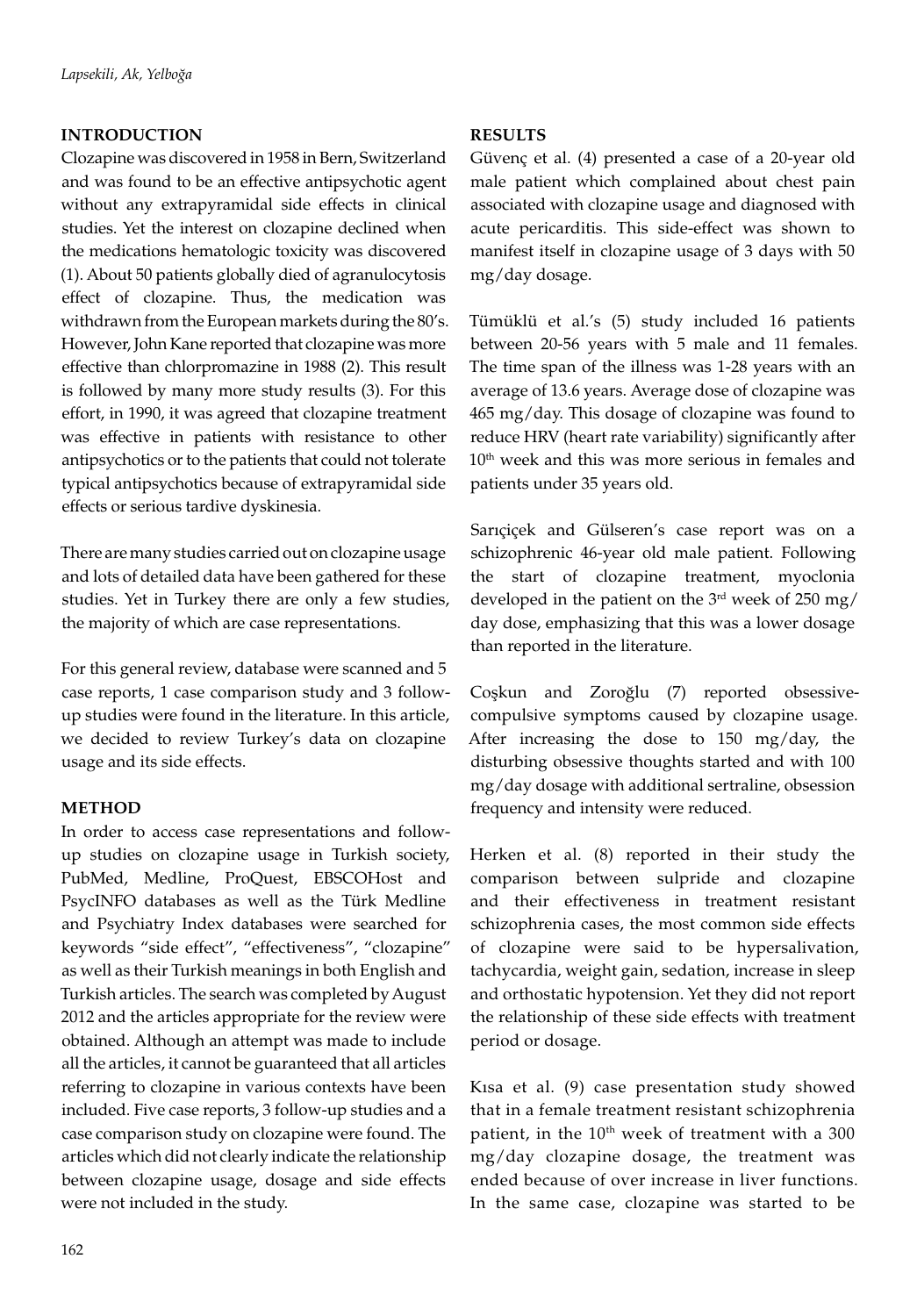## INTRODUCTION

Clozapine was discovered in 1958 in Bern, Switzerland and was found to be an effective antipsychotic agent without any extrapyramidal side effects in clinical studies. Yet the interest on clozapine declined when the medications hematologic toxicity was discovered (1). About 50 patients globally died of agranulocytosis effect of clozapine. Thus, the medication was withdrawn from the European markets during the 80's. However, John Kane reported that clozapine was more effective than chlorpromazine in 1988 (2). This result is followed by many more study results (3). For this effort, in 1990, it was agreed that clozapine treatment was effective in patients with resistance to other antipsychotics or to the patients that could not tolerate typical antipsychotics because of extrapyramidal side effects or serious tardive dyskinesia.

There are many studies carried out on clozapine usage and lots of detailed data have been gathered for these studies. Yet in Turkey there are only a few studies, the majority of which are case representations.

For this general review, database were scanned and 5 case reports, 1 case comparison study and 3 follow-up studies were found in the literature. In this article, we decided to review Turkey's data on clozapine usage and its side effects.

## METHOD

In order to access case representations and follow-up studies on clozapine usage in Turkish society, PubMed, Medline, ProQuest, EBSCOHost and PsycINFO databases as well as the Türk Medline and Psychiatry Index databases were searched for keywords "side effect", "effectiveness", "clozapine" as well as their Turkish meanings in both English and Turkish articles. The search was completed by August 2012 and the articles appropriate for the review were obtained. Although an attempt was made to include all the articles, it cannot be guaranteed that all articles referring to clozapine in various contexts have been included. Five case reports, 3 follow-up studies and a case comparison study on clozapine were found. The articles which did not clearly indicate the relationship between clozapine usage, dosage and side effects were not included in the study.

## RESULTS

Güvenç et al. (4) presented a case of a 20-year old male patient which complained about chest pain associated with clozapine usage and diagnosed with acute pericarditis. This side-effect was shown to manifest itself in clozapine usage of 3 days with 50 mg/day dosage.

Tümüklü et al.'s (5) study included 16 patients between 20-56 years with 5 male and 11 females. The time span of the illness was 1-28 years with an average of 13.6 years. Average dose of clozapine was 465 mg/day. This dosage of clozapine was found to reduce HRV (heart rate variability) significantly after 10th week and this was more serious in females and patients under 35 years old.

Sarıçiçek and Gülseren's case report was on a schizophrenic 46-year old male patient. Following the start of clozapine treatment, myoclonia developed in the patient on the 3rd week of 250 mg/day dose, emphasizing that this was a lower dosage than reported in the literature.

Coşkun and Zoroğlu (7) reported obsessive-compulsive symptoms caused by clozapine usage. After increasing the dose to 150 mg/day, the disturbing obsessive thoughts started and with 100 mg/day dosage with additional sertraline, obsession frequency and intensity were reduced.

Herken et al. (8) reported in their study the comparison between sulpride and clozapine and their effectiveness in treatment resistant schizophrenia cases, the most common side effects of clozapine were said to be hypersalivation, tachycardia, weight gain, sedation, increase in sleep and orthostatic hypotension. Yet they did not report the relationship of these side effects with treatment period or dosage.

Kısa et al. (9) case presentation study showed that in a female treatment resistant schizophrenia patient, in the 10th week of treatment with a 300 mg/day clozapine dosage, the treatment was ended because of over increase in liver functions. In the same case, clozapine was started to be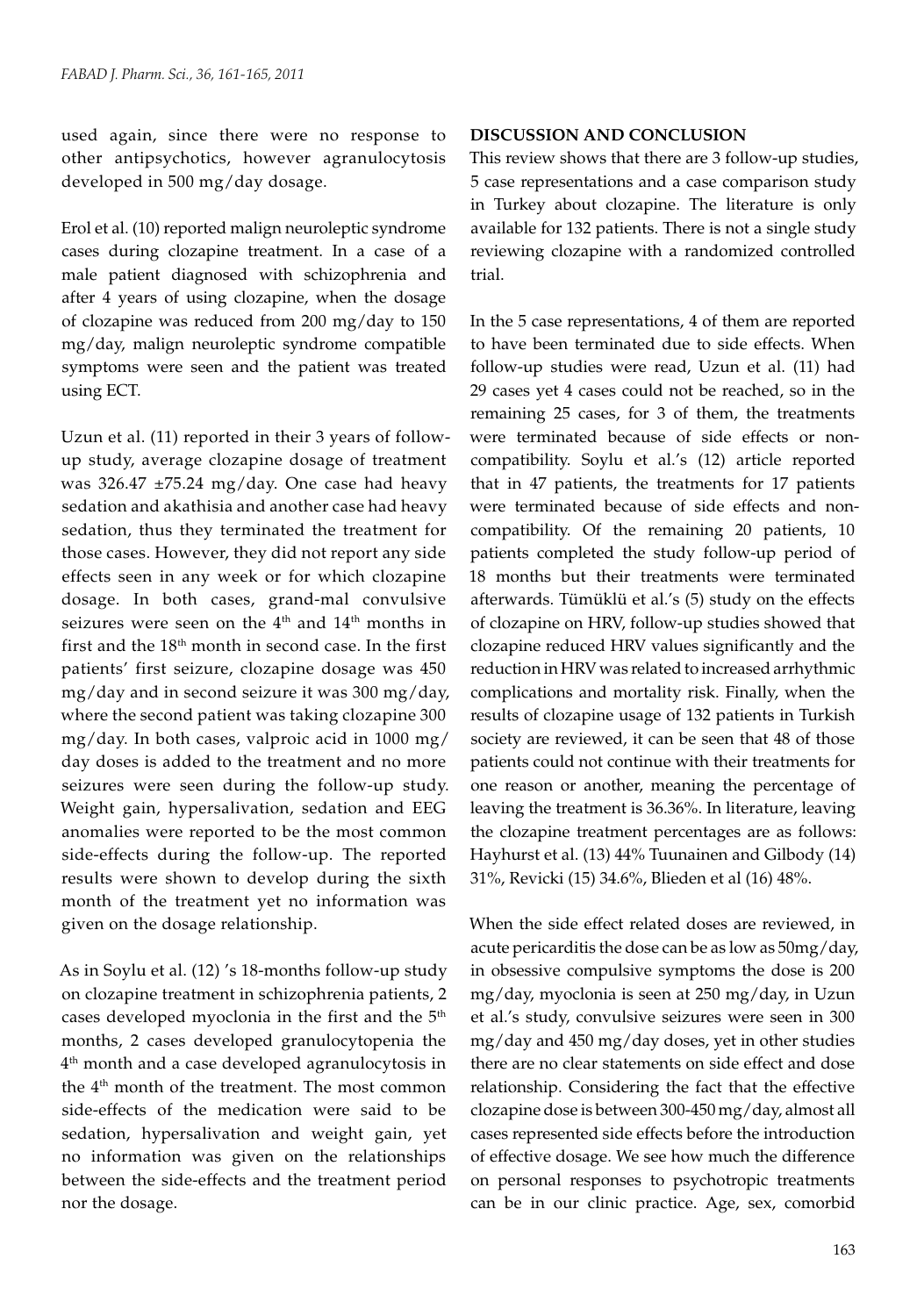used again, since there were no response to other antipsychotics, however agranulocytosis developed in 500 mg/day dosage.

Erol et al. (10) reported malign neuroleptic syndrome cases during clozapine treatment. In a case of a male patient diagnosed with schizophrenia and after 4 years of using clozapine, when the dosage of clozapine was reduced from 200 mg/day to 150 mg/day, malign neuroleptic syndrome compatible symptoms were seen and the patient was treated using ECT.

Uzun et al. (11) reported in their 3 years of follow-up study, average clozapine dosage of treatment was 326.47 ±75.24 mg/day. One case had heavy sedation and akathisia and another case had heavy sedation, thus they terminated the treatment for those cases. However, they did not report any side effects seen in any week or for which clozapine dosage. In both cases, grand-mal convulsive seizures were seen on the 4th and 14th months in first and the 18th month in second case. In the first patients' first seizure, clozapine dosage was 450 mg/day and in second seizure it was 300 mg/day, where the second patient was taking clozapine 300 mg/day. In both cases, valproic acid in 1000 mg/day doses is added to the treatment and no more seizures were seen during the follow-up study. Weight gain, hypersalivation, sedation and EEG anomalies were reported to be the most common side-effects during the follow-up. The reported results were shown to develop during the sixth month of the treatment yet no information was given on the dosage relationship.

As in Soylu et al. (12) 's 18-months follow-up study on clozapine treatment in schizophrenia patients, 2 cases developed myoclonia in the first and the 5th months, 2 cases developed granulocytopenia the 4th month and a case developed agranulocytosis in the 4th month of the treatment. The most common side-effects of the medication were said to be sedation, hypersalivation and weight gain, yet no information was given on the relationships between the side-effects and the treatment period nor the dosage.

**DISCUSSION AND CONCLUSION**

This review shows that there are 3 follow-up studies, 5 case representations and a case comparison study in Turkey about clozapine. The literature is only available for 132 patients. There is not a single study reviewing clozapine with a randomized controlled trial.

In the 5 case representations, 4 of them are reported to have been terminated due to side effects. When follow-up studies were read, Uzun et al. (11) had 29 cases yet 4 cases could not be reached, so in the remaining 25 cases, for 3 of them, the treatments were terminated because of side effects or non-compatibility. Soylu et al.'s (12) article reported that in 47 patients, the treatments for 17 patients were terminated because of side effects and non-compatibility. Of the remaining 20 patients, 10 patients completed the study follow-up period of 18 months but their treatments were terminated afterwards. Tümüklü et al.'s (5) study on the effects of clozapine on HRV, follow-up studies showed that clozapine reduced HRV values significantly and the reduction in HRV was related to increased arrhythmic complications and mortality risk. Finally, when the results of clozapine usage of 132 patients in Turkish society are reviewed, it can be seen that 48 of those patients could not continue with their treatments for one reason or another, meaning the percentage of leaving the treatment is 36.36%. In literature, leaving the clozapine treatment percentages are as follows: Hayhurst et al. (13) 44% Tuunainen and Gilbody (14) 31%, Revicki (15) 34.6%, Blieden et al (16) 48%.

When the side effect related doses are reviewed, in acute pericarditis the dose can be as low as 50mg/day, in obsessive compulsive symptoms the dose is 200 mg/day, myoclonia is seen at 250 mg/day, in Uzun et al.'s study, convulsive seizures were seen in 300 mg/day and 450 mg/day doses, yet in other studies there are no clear statements on side effect and dose relationship. Considering the fact that the effective clozapine dose is between 300-450 mg/day, almost all cases represented side effects before the introduction of effective dosage. We see how much the difference on personal responses to psychotropic treatments can be in our clinic practice. Age, sex, comorbid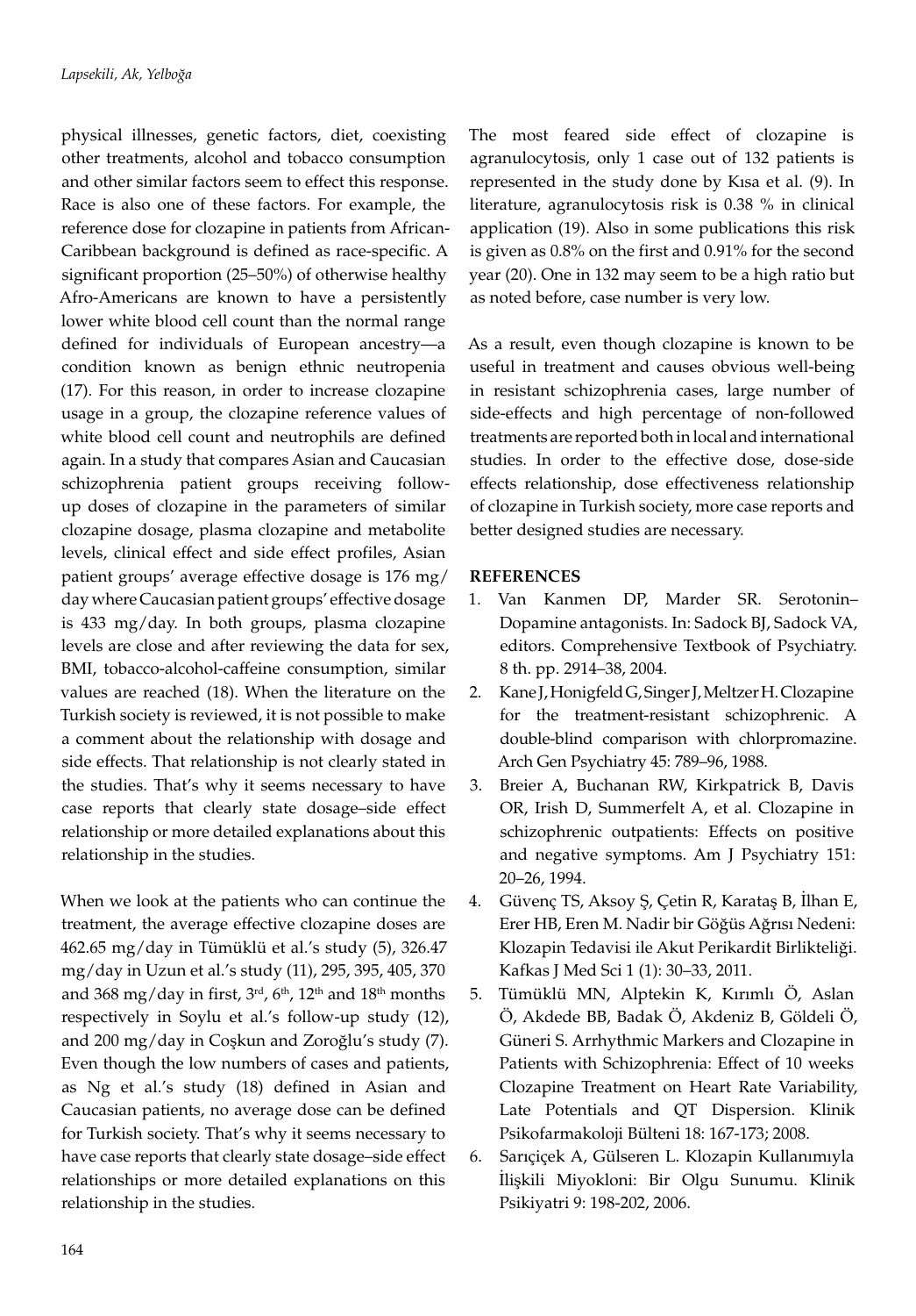physical illnesses, genetic factors, diet, coexisting other treatments, alcohol and tobacco consumption and other similar factors seem to effect this response. Race is also one of these factors. For example, the reference dose for clozapine in patients from African-Caribbean background is defined as race-specific. A significant proportion (25–50%) of otherwise healthy Afro-Americans are known to have a persistently lower white blood cell count than the normal range defined for individuals of European ancestry—a condition known as benign ethnic neutropenia (17). For this reason, in order to increase clozapine usage in a group, the clozapine reference values of white blood cell count and neutrophils are defined again. In a study that compares Asian and Caucasian schizophrenia patient groups receiving follow-up doses of clozapine in the parameters of similar clozapine dosage, plasma clozapine and metabolite levels, clinical effect and side effect profiles, Asian patient groups' average effective dosage is 176 mg/day where Caucasian patient groups' effective dosage is 433 mg/day. In both groups, plasma clozapine levels are close and after reviewing the data for sex, BMI, tobacco-alcohol-caffeine consumption, similar values are reached (18). When the literature on the Turkish society is reviewed, it is not possible to make a comment about the relationship with dosage and side effects. That relationship is not clearly stated in the studies. That's why it seems necessary to have case reports that clearly state dosage–side effect relationship or more detailed explanations about this relationship in the studies.

When we look at the patients who can continue the treatment, the average effective clozapine doses are 462.65 mg/day in Tümüklü et al.'s study (5), 326.47 mg/day in Uzun et al.'s study (11), 295, 395, 405, 370 and 368 mg/day in first, 3rd, 6th, 12th and 18th months respectively in Soylu et al.'s follow-up study (12), and 200 mg/day in Coşkun and Zoroğlu's study (7). Even though the low numbers of cases and patients, as Ng et al.'s study (18) defined in Asian and Caucasian patients, no average dose can be defined for Turkish society. That's why it seems necessary to have case reports that clearly state dosage–side effect relationships or more detailed explanations on this relationship in the studies.

The most feared side effect of clozapine is agranulocytosis, only 1 case out of 132 patients is represented in the study done by Kısa et al. (9). In literature, agranulocytosis risk is 0.38 % in clinical application (19). Also in some publications this risk is given as 0.8% on the first and 0.91% for the second year (20). One in 132 may seem to be a high ratio but as noted before, case number is very low.

As a result, even though clozapine is known to be useful in treatment and causes obvious well-being in resistant schizophrenia cases, large number of side-effects and high percentage of non-followed treatments are reported both in local and international studies. In order to the effective dose, dose-side effects relationship, dose effectiveness relationship of clozapine in Turkish society, more case reports and better designed studies are necessary.

## REFERENCES

1. Van Kanmen DP, Marder SR. Serotonin–Dopamine antagonists. In: Sadock BJ, Sadock VA, editors. Comprehensive Textbook of Psychiatry. 8 th. pp. 2914–38, 2004.
2. Kane J, Honigfeld G, Singer J, Meltzer H. Clozapine for the treatment-resistant schizophrenic. A double-blind comparison with chlorpromazine. Arch Gen Psychiatry 45: 789–96, 1988.
3. Breier A, Buchanan RW, Kirkpatrick B, Davis OR, Irish D, Summerfelt A, et al. Clozapine in schizophrenic outpatients: Effects on positive and negative symptoms. Am J Psychiatry 151: 20–26, 1994.
4. Güvenç TS, Aksoy Ş, Çetin R, Karataş B, İlhan E, Erer HB, Eren M. Nadir bir Göğüs Ağrısı Nedeni: Klozapin Tedavisi ile Akut Perikardit Birlikteliği. Kafkas J Med Sci 1 (1): 30–33, 2011.
5. Tümüklü MN, Alptekin K, Kırımlı Ö, Aslan Ö, Akdede BB, Badak Ö, Akdeniz B, Göldeli Ö, Güneri S. Arrhythmic Markers and Clozapine in Patients with Schizophrenia: Effect of 10 weeks Clozapine Treatment on Heart Rate Variability, Late Potentials and QT Dispersion. Klinik Psikofarmakoloji Bülteni 18: 167-173; 2008.
6. Sarıçiçek A, Gülseren L. Klozapin Kullanımıyla İlişkili Miyokloni: Bir Olgu Sunumu. Klinik Psikiyatri 9: 198-202, 2006.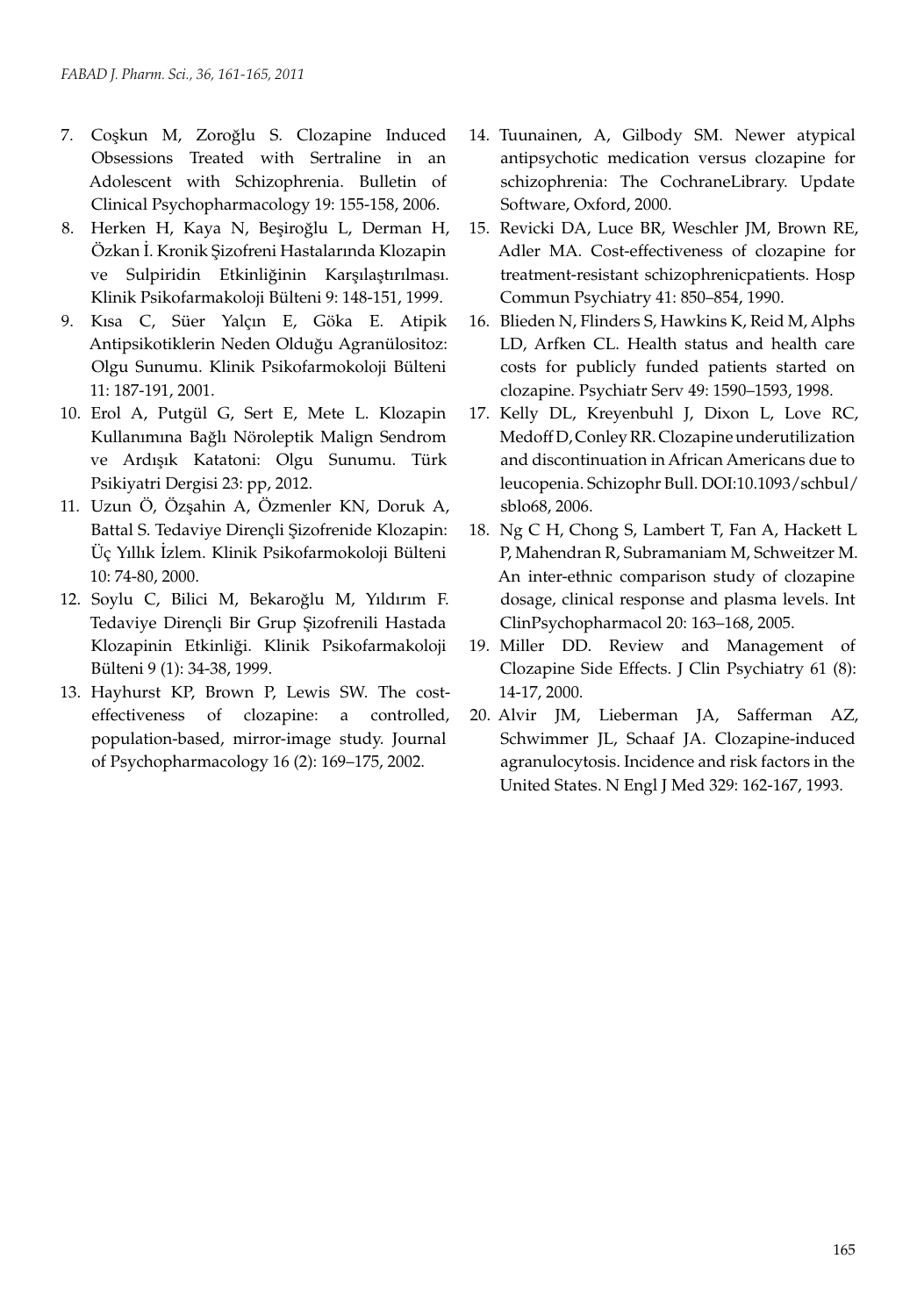7. Coşkun M, Zoroğlu S. Clozapine Induced Obsessions Treated with Sertraline in an Adolescent with Schizophrenia. Bulletin of Clinical Psychopharmacology 19: 155-158, 2006.
8. Herken H, Kaya N, Beşiroğlu L, Derman H, Özkan İ. Kronik Şizofreni Hastalarında Klozapin ve Sulpiridin Etkinliğinin Karşılaştırılması. Klinik Psikofarmakoloji Bülteni 9: 148-151, 1999.
9. Kısa C, Süer Yalçın E, Göka E. Atipik Antipsikotiklerin Neden Olduğu Agranülositoz: Olgu Sunumu. Klinik Psikofarmokoloji Bülteni 11: 187-191, 2001.
10. Erol A, Putgül G, Sert E, Mete L. Klozapin Kullanımına Bağlı Nöroleptik Malign Sendrom ve Ardışık Katatoni: Olgu Sunumu. Türk Psikiyatri Dergisi 23: pp, 2012.
11. Uzun Ö, Özşahin A, Özmenler KN, Doruk A, Battal S. Tedaviye Dirençli Şizofrenide Klozapin: Üç Yıllık İzlem. Klinik Psikofarmokoloji Bülteni 10: 74-80, 2000.
12. Soylu C, Bilici M, Bekaroğlu M, Yıldırım F. Tedaviye Dirençli Bir Grup Şizofrenili Hastada Klozapinin Etkinliği. Klinik Psikofarmakoloji Bülteni 9 (1): 34-38, 1999.
13. Hayhurst KP, Brown P, Lewis SW. The cost-effectiveness of clozapine: a controlled, population-based, mirror-image study. Journal of Psychopharmacology 16 (2): 169–175, 2002.
14. Tuunainen, A, Gilbody SM. Newer atypical antipsychotic medication versus clozapine for schizophrenia: The CochraneLibrary. Update Software, Oxford, 2000.
15. Revicki DA, Luce BR, Weschler JM, Brown RE, Adler MA. Cost-effectiveness of clozapine for treatment-resistant schizophrenicpatients. Hosp Commun Psychiatry 41: 850–854, 1990.
16. Blieden N, Flinders S, Hawkins K, Reid M, Alphs LD, Arfken CL. Health status and health care costs for publicly funded patients started on clozapine. Psychiatr Serv 49: 1590–1593, 1998.
17. Kelly DL, Kreyenbuhl J, Dixon L, Love RC, Medoff D, Conley RR. Clozapine underutilization and discontinuation in African Americans due to leucopenia. Schizophr Bull. DOI:10.1093/schbul/sblo68, 2006.
18. Ng C H, Chong S, Lambert T, Fan A, Hackett L P, Mahendran R, Subramaniam M, Schweitzer M. An inter-ethnic comparison study of clozapine dosage, clinical response and plasma levels. Int ClinPsychopharmacol 20: 163–168, 2005.
19. Miller DD. Review and Management of Clozapine Side Effects. J Clin Psychiatry 61 (8): 14-17, 2000.
20. Alvir JM, Lieberman JA, Safferman AZ, Schwimmer JL, Schaaf JA. Clozapine-induced agranulocytosis. Incidence and risk factors in the United States. N Engl J Med 329: 162-167, 1993.